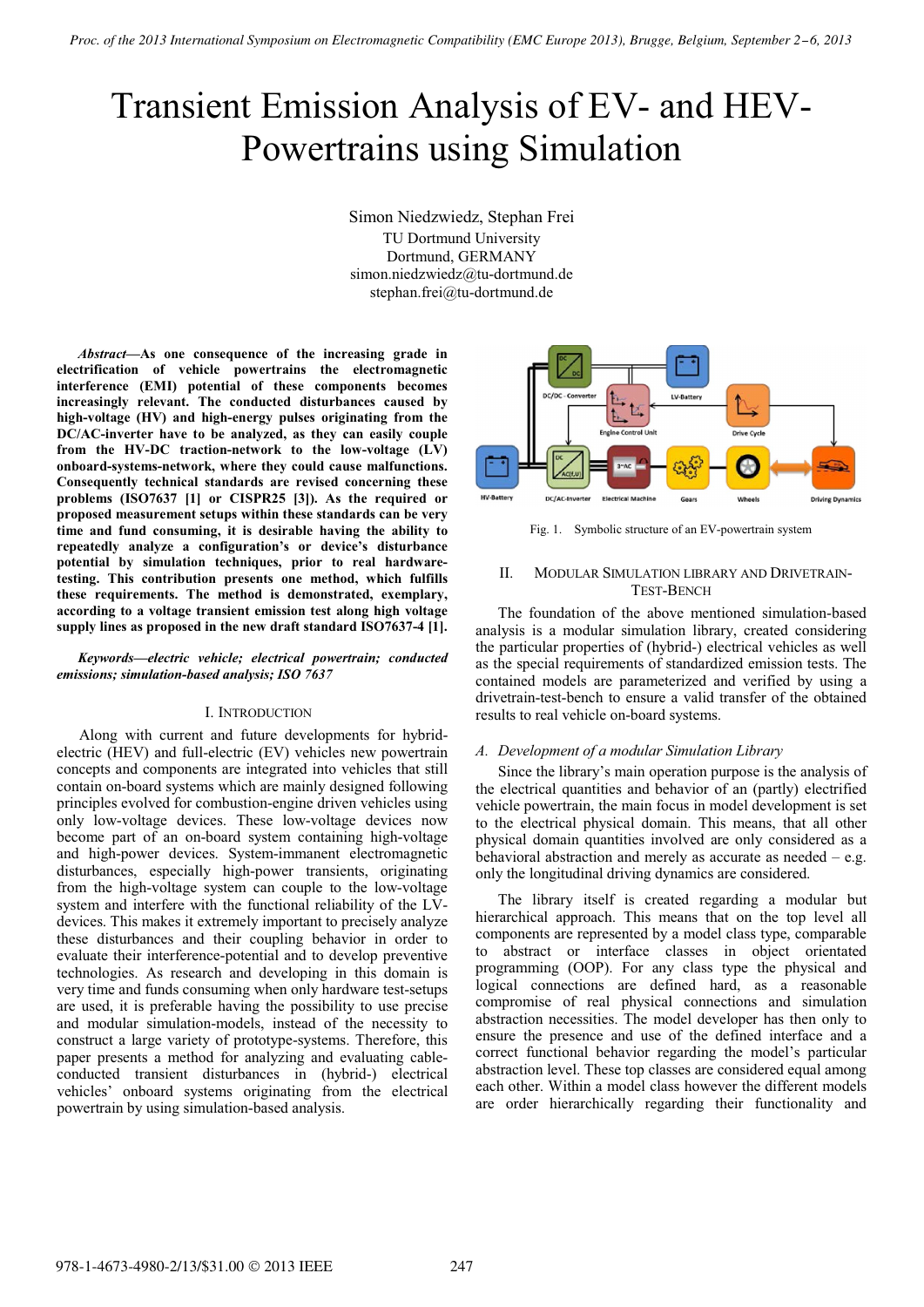# Transient Emission Analysis of EV- and HEV-Powertrains using Simulation

Simon Niedzwiedz, Stephan Frei
TU Dortmund University
Dortmund, GERMANY
simon.niedzwiedz@tu-dortmund.de
stephan.frei@tu-dortmund.de

***Abstract*—As one consequence of the increasing grade in electrification of vehicle powertrains the electromagnetic interference (EMI) potential of these components becomes increasingly relevant. The conducted disturbances caused by high-voltage (HV) and high-energy pulses originating from the DC/AC-inverter have to be analyzed, as they can easily couple from the HV-DC traction-network to the low-voltage (LV) onboard-systems-network, where they could cause malfunctions. Consequently technical standards are revised concerning these problems (ISO7637 [1] or CISPR25 [3]). As the required or proposed measurement setups within these standards can be very time and fund consuming, it is desirable having the ability to repeatedly analyze a configuration's or device's disturbance potential by simulation techniques, prior to real hardware-testing. This contribution presents one method, which fulfills these requirements. The method is demonstrated, exemplary, according to a voltage transient emission test along high voltage supply lines as proposed in the new draft standard ISO7637-4 [1].**

***Keywords—electric vehicle; electrical powertrain; conducted emissions; simulation-based analysis; ISO 7637***

## I. Introduction

Along with current and future developments for hybrid-electric (HEV) and full-electric (EV) vehicles new powertrain concepts and components are integrated into vehicles that still contain on-board systems which are mainly designed following principles evolved for combustion-engine driven vehicles using only low-voltage devices. These low-voltage devices now become part of an on-board system containing high-voltage and high-power devices. System-immanent electromagnetic disturbances, especially high-power transients, originating from the high-voltage system can couple to the low-voltage system and interfere with the functional reliability of the LV-devices. This makes it extremely important to precisely analyze these disturbances and their coupling behavior in order to evaluate their interference-potential and to develop preventive technologies. As research and developing in this domain is very time and funds consuming when only hardware test-setups are used, it is preferable having the possibility to use precise and modular simulation-models, instead of the necessity to construct a large variety of prototype-systems. Therefore, this paper presents a method for analyzing and evaluating cable-conducted transient disturbances in (hybrid-) electrical vehicles' onboard systems originating from the electrical powertrain by using simulation-based analysis.

Fig. 1. Symbolic structure of an EV-powertrain system

## II. Modular Simulation Library and Drivetrain-Test-Bench

The foundation of the above mentioned simulation-based analysis is a modular simulation library, created considering the particular properties of (hybrid-) electrical vehicles as well as the special requirements of standardized emission tests. The contained models are parameterized and verified by using a drivetrain-test-bench to ensure a valid transfer of the obtained results to real vehicle on-board systems.

### A. Development of a modular Simulation Library

Since the library's main operation purpose is the analysis of the electrical quantities and behavior of an (partly) electrified vehicle powertrain, the main focus in model development is set to the electrical physical domain. This means, that all other physical domain quantities involved are only considered as a behavioral abstraction and merely as accurate as needed – e.g. only the longitudinal driving dynamics are considered.

The library itself is created regarding a modular but hierarchical approach. This means that on the top level all components are represented by a model class type, comparable to abstract or interface classes in object orientated programming (OOP). For any class type the physical and logical connections are defined hard, as a reasonable compromise of real physical connections and simulation abstraction necessities. The model developer has then only to ensure the presence and use of the defined interface and a correct functional behavior regarding the model's particular abstraction level. These top classes are considered equal among each other. Within a model class however the different models are order hierarchically regarding their functionality and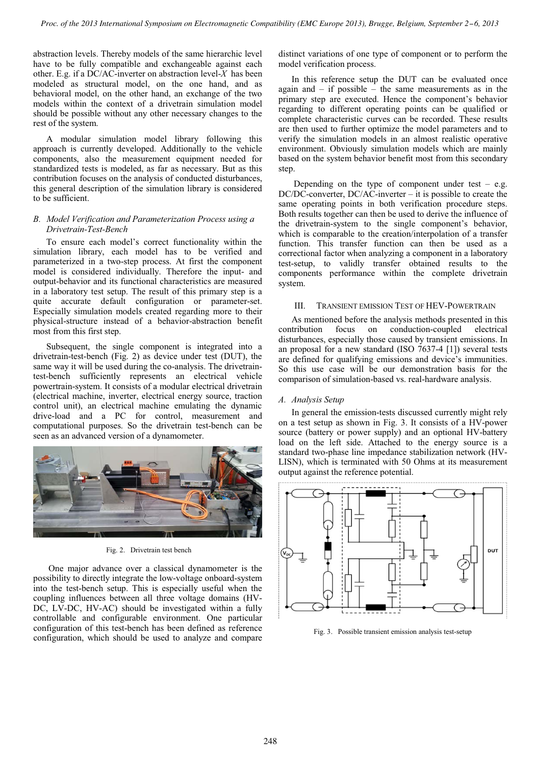abstraction levels. Thereby models of the same hierarchic level have to be fully compatible and exchangeable against each other. E.g. if a DC/AC-inverter on abstraction level-$X$ has been modeled as structural model, on the one hand, and as behavioral model, on the other hand, an exchange of the two models within the context of a drivetrain simulation model should be possible without any other necessary changes to the rest of the system.

A modular simulation model library following this approach is currently developed. Additionally to the vehicle components, also the measurement equipment needed for standardized tests is modeled, as far as necessary. But as this contribution focuses on the analysis of conducted disturbances, this general description of the simulation library is considered to be sufficient.

### *B. Model Verification and Parameterization Process using a Drivetrain-Test-Bench*

To ensure each model's correct functionality within the simulation library, each model has to be verified and parameterized in a two-step process. At first the component model is considered individually. Therefore the input- and output-behavior and its functional characteristics are measured in a laboratory test setup. The result of this primary step is a quite accurate default configuration or parameter-set. Especially simulation models created regarding more to their physical-structure instead of a behavior-abstraction benefit most from this first step.

Subsequent, the single component is integrated into a drivetrain-test-bench (Fig. 2) as device under test (DUT), the same way it will be used during the co-analysis. The drivetrain-test-bench sufficiently represents an electrical vehicle powertrain-system. It consists of a modular electrical drivetrain (electrical machine, inverter, electrical energy source, traction control unit), an electrical machine emulating the dynamic drive-load and a PC for control, measurement and computational purposes. So the drivetrain test-bench can be seen as an advanced version of a dynamometer.

Fig. 2. Drivetrain test bench

One major advance over a classical dynamometer is the possibility to directly integrate the low-voltage onboard-system into the test-bench setup. This is especially useful when the coupling influences between all three voltage domains (HV-DC, LV-DC, HV-AC) should be investigated within a fully controllable and configurable environment. One particular configuration of this test-bench has been defined as reference configuration, which should be used to analyze and compare distinct variations of one type of component or to perform the model verification process.

In this reference setup the DUT can be evaluated once again and – if possible – the same measurements as in the primary step are executed. Hence the component's behavior regarding to different operating points can be qualified or complete characteristic curves can be recorded. These results are then used to further optimize the model parameters and to verify the simulation models in an almost realistic operative environment. Obviously simulation models which are mainly based on the system behavior benefit most from this secondary step.

Depending on the type of component under test – e.g. DC/DC-converter, DC/AC-inverter – it is possible to create the same operating points in both verification procedure steps. Both results together can then be used to derive the influence of the drivetrain-system to the single component's behavior, which is comparable to the creation/interpolation of a transfer function. This transfer function can then be used as a correctional factor when analyzing a component in a laboratory test-setup, to validly transfer obtained results to the components performance within the complete drivetrain system.

## III. Transient Emission Test of HEV-Powertrain

As mentioned before the analysis methods presented in this contribution focus on conduction-coupled electrical disturbances, especially those caused by transient emissions. In an proposal for a new standard (ISO 7637-4 [1]) several tests are defined for qualifying emissions and device's immunities. So this use case will be our demonstration basis for the comparison of simulation-based vs. real-hardware analysis.

### *A. Analysis Setup*

In general the emission-tests discussed currently might rely on a test setup as shown in Fig. 3. It consists of a HV-power source (battery or power supply) and an optional HV-battery load on the left side. Attached to the energy source is a standard two-phase line impedance stabilization network (HV-LISN), which is terminated with 50 Ohms at its measurement output against the reference potential.

Fig. 3. Possible transient emission analysis test-setup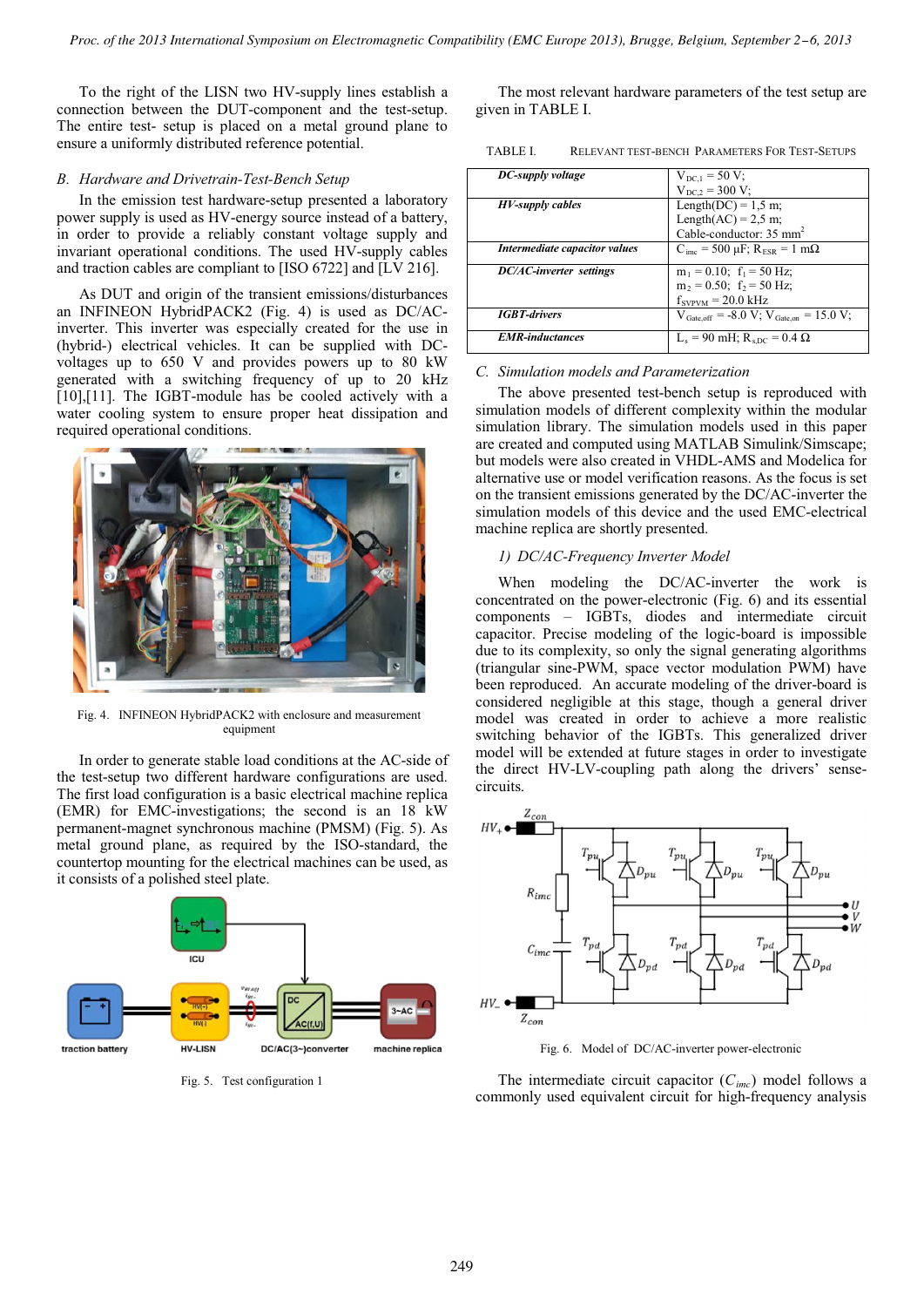To the right of the LISN two HV-supply lines establish a connection between the DUT-component and the test-setup. The entire test- setup is placed on a metal ground plane to ensure a uniformly distributed reference potential.

### *B. Hardware and Drivetrain-Test-Bench Setup*

In the emission test hardware-setup presented a laboratory power supply is used as HV-energy source instead of a battery, in order to provide a reliably constant voltage supply and invariant operational conditions. The used HV-supply cables and traction cables are compliant to [ISO 6722] and [LV 216].

As DUT and origin of the transient emissions/disturbances an INFINEON HybridPACK2 (Fig. 4) is used as DC/AC-inverter. This inverter was especially created for the use in (hybrid-) electrical vehicles. It can be supplied with DC-voltages up to 650 V and provides powers up to 80 kW generated with a switching frequency of up to 20 kHz [10],[11]. The IGBT-module has be cooled actively with a water cooling system to ensure proper heat dissipation and required operational conditions.

Fig. 4. INFINEON HybridPACK2 with enclosure and measurement equipment

In order to generate stable load conditions at the AC-side of the test-setup two different hardware configurations are used. The first load configuration is a basic electrical machine replica (EMR) for EMC-investigations; the second is an 18 kW permanent-magnet synchronous machine (PMSM) (Fig. 5). As metal ground plane, as required by the ISO-standard, the countertop mounting for the electrical machines can be used, as it consists of a polished steel plate.

Fig. 5. Test configuration 1

The most relevant hardware parameters of the test setup are given in TABLE I.

TABLE I. RELEVANT TEST-BENCH PARAMETERS FOR TEST-SETUPS

| Parameter | Value |
|---|---|
| ***DC-supply voltage*** | $V_{DC,1}$ = 50 V; $V_{DC,2}$ = 300 V; |
| ***HV-supply cables*** | Length(DC) = 1,5 m; Length(AC) = 2,5 m; Cable-conductor: 35 mm$^2$ |
| ***Intermediate capacitor values*** | $C_{imc}$ = 500 µF; $R_{ESR}$ = 1 mΩ |
| ***DC/AC-inverter settings*** | $m_1$ = 0.10; $f_1$ = 50 Hz; $m_2$ = 0.50; $f_2$ = 50 Hz; $f_{SVPVM}$ = 20.0 kHz |
| ***IGBT-drivers*** | $V_{Gate,off}$ = -8.0 V; $V_{Gate,on}$ = 15.0 V; |
| ***EMR-inductances*** | $L_s$ = 90 mH; $R_{s,DC}$ = 0.4 Ω |

### *C. Simulation models and Parameterization*

The above presented test-bench setup is reproduced with simulation models of different complexity within the modular simulation library. The simulation models used in this paper are created and computed using MATLAB Simulink/Simscape; but models were also created in VHDL-AMS and Modelica for alternative use or model verification reasons. As the focus is set on the transient emissions generated by the DC/AC-inverter the simulation models of this device and the used EMC-electrical machine replica are shortly presented.

#### *1) DC/AC-Frequency Inverter Model*

When modeling the DC/AC-inverter the work is concentrated on the power-electronic (Fig. 6) and its essential components – IGBTs, diodes and intermediate circuit capacitor. Precise modeling of the logic-board is impossible due to its complexity, so only the signal generating algorithms (triangular sine-PWM, space vector modulation PWM) have been reproduced. An accurate modeling of the driver-board is considered negligible at this stage, though a general driver model was created in order to achieve a more realistic switching behavior of the IGBTs. This generalized driver model will be extended at future stages in order to investigate the direct HV-LV-coupling path along the drivers' sense-circuits.

Fig. 6. Model of DC/AC-inverter power-electronic

The intermediate circuit capacitor ($C_{imc}$) model follows a commonly used equivalent circuit for high-frequency analysis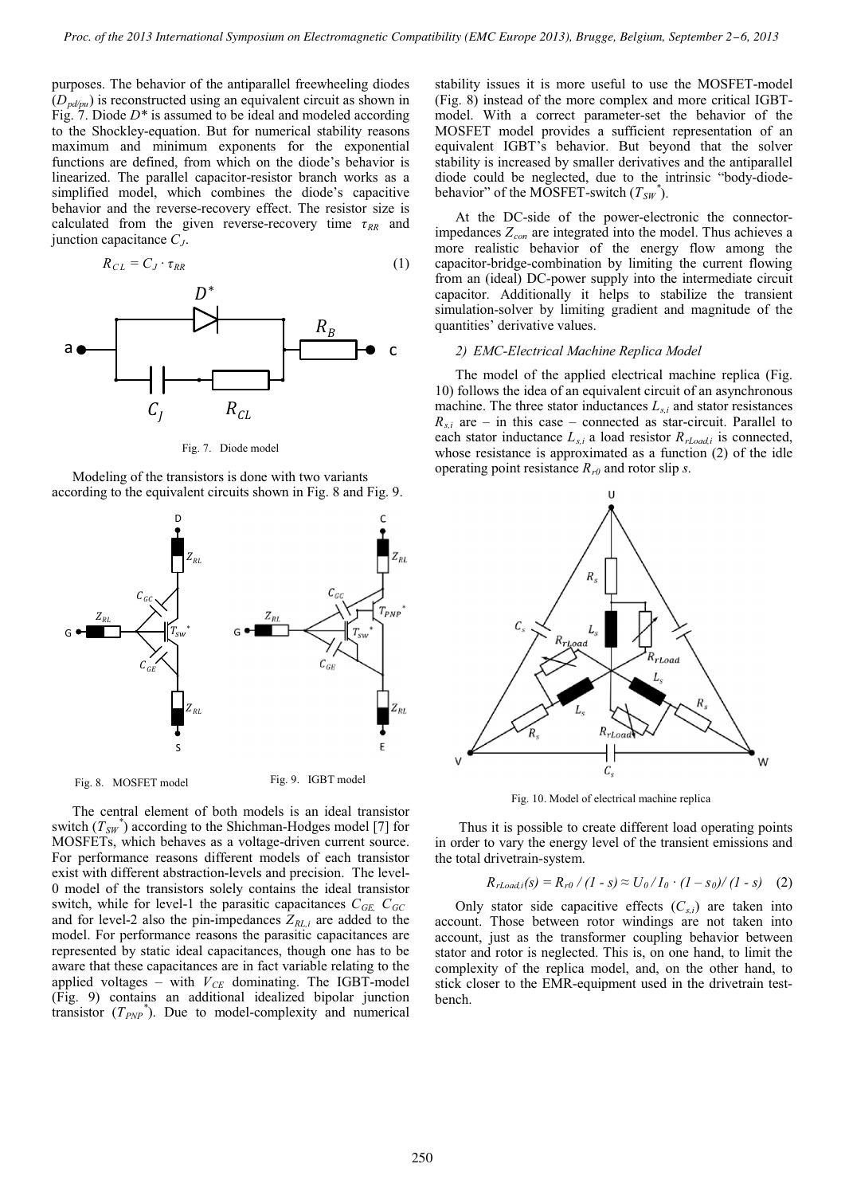purposes. The behavior of the antiparallel freewheeling diodes ($D_{pd/pu}$) is reconstructed using an equivalent circuit as shown in Fig. 7. Diode $D^*$ is assumed to be ideal and modeled according to the Shockley-equation. But for numerical stability reasons maximum and minimum exponents for the exponential functions are defined, from which on the diode's behavior is linearized. The parallel capacitor-resistor branch works as a simplified model, which combines the diode's capacitive behavior and the reverse-recovery effect. The resistor size is calculated from the given reverse-recovery time $\tau_{RR}$ and junction capacitance $C_J$.

$$R_{CL} = C_J \cdot \tau_{RR} \tag{1}$$

Fig. 7. Diode model

Modeling of the transistors is done with two variants according to the equivalent circuits shown in Fig. 8 and Fig. 9.

Fig. 8. MOSFET model

Fig. 9. IGBT model

The central element of both models is an ideal transistor switch ($T_{SW}^*$) according to the Shichman-Hodges model [7] for MOSFETs, which behaves as a voltage-driven current source. For performance reasons different models of each transistor exist with different abstraction-levels and precision. The level-0 model of the transistors solely contains the ideal transistor switch, while for level-1 the parasitic capacitances $C_{GE}$, $C_{GC}$ and for level-2 also the pin-impedances $Z_{RL,i}$ are added to the model. For performance reasons the parasitic capacitances are represented by static ideal capacitances, though one has to be aware that these capacitances are in fact variable relating to the applied voltages – with $V_{CE}$ dominating. The IGBT-model (Fig. 9) contains an additional idealized bipolar junction transistor ($T_{PNP}^*$). Due to model-complexity and numerical stability issues it is more useful to use the MOSFET-model (Fig. 8) instead of the more complex and more critical IGBT-model. With a correct parameter-set the behavior of the MOSFET model provides a sufficient representation of an equivalent IGBT's behavior. But beyond that the solver stability is increased by smaller derivatives and the antiparallel diode could be neglected, due to the intrinsic "body-diode-behavior" of the MOSFET-switch ($T_{SW}^*$).

At the DC-side of the power-electronic the connector-impedances $Z_{con}$ are integrated into the model. Thus achieves a more realistic behavior of the energy flow among the capacitor-bridge-combination by limiting the current flowing from an (ideal) DC-power supply into the intermediate circuit capacitor. Additionally it helps to stabilize the transient simulation-solver by limiting gradient and magnitude of the quantities' derivative values.

### *2) EMC-Electrical Machine Replica Model*

The model of the applied electrical machine replica (Fig. 10) follows the idea of an equivalent circuit of an asynchronous machine. The three stator inductances $L_{s,i}$ and stator resistances $R_{s,i}$ are – in this case – connected as star-circuit. Parallel to each stator inductance $L_{s,i}$ a load resistor $R_{rLoad,i}$ is connected, whose resistance is approximated as a function (2) of the idle operating point resistance $R_{r0}$ and rotor slip $s$.

Fig. 10. Model of electrical machine replica

Thus it is possible to create different load operating points in order to vary the energy level of the transient emissions and the total drivetrain-system.

$$R_{rLoad,i}(s) = R_{r0} / (1 - s) \approx U_0 / I_0 \cdot (1 - s_0) / (1 - s) \tag{2}$$

Only stator side capacitive effects ($C_{s,i}$) are taken into account. Those between rotor windings are not taken into account, just as the transformer coupling behavior between stator and rotor is neglected. This is, on one hand, to limit the complexity of the replica model, and, on the other hand, to stick closer to the EMR-equipment used in the drivetrain test-bench.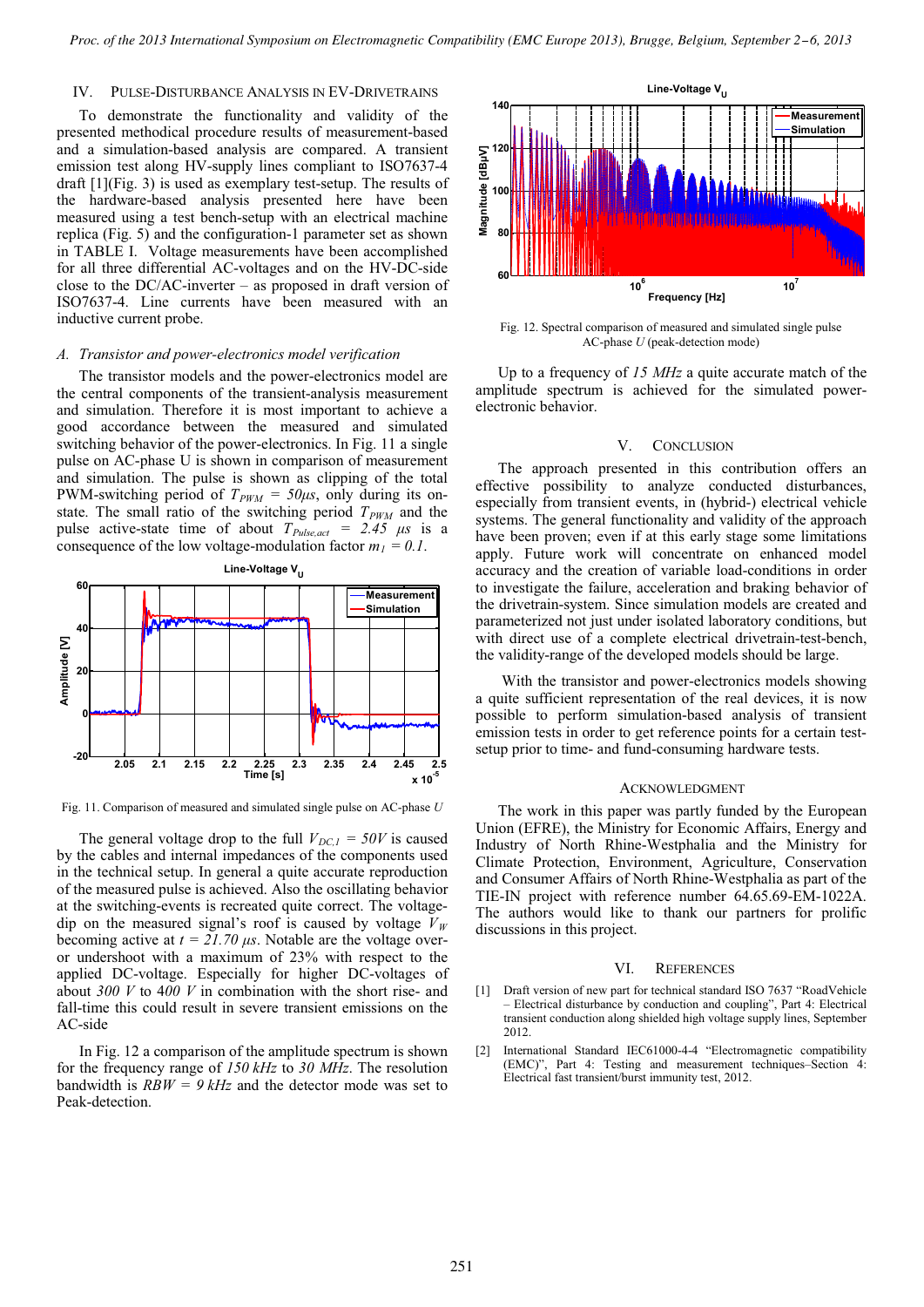## IV. Pulse-Disturbance Analysis in EV-Drivetrains

To demonstrate the functionality and validity of the presented methodical procedure results of measurement-based and a simulation-based analysis are compared. A transient emission test along HV-supply lines compliant to ISO7637-4 draft [1](Fig. 3) is used as exemplary test-setup. The results of the hardware-based analysis presented here have been measured using a test bench-setup with an electrical machine replica (Fig. 5) and the configuration-1 parameter set as shown in TABLE I. Voltage measurements have been accomplished for all three differential AC-voltages and on the HV-DC-side close to the DC/AC-inverter – as proposed in draft version of ISO7637-4. Line currents have been measured with an inductive current probe.

### A. Transistor and power-electronics model verification

The transistor models and the power-electronics model are the central components of the transient-analysis measurement and simulation. Therefore it is most important to achieve a good accordance between the measured and simulated switching behavior of the power-electronics. In Fig. 11 a single pulse on AC-phase U is shown in comparison of measurement and simulation. The pulse is shown as clipping of the total PWM-switching period of $T_{PWM}$ = 50µs, only during its on-state. The small ratio of the switching period $T_{PWM}$ and the pulse active-state time of about $T_{Pulse,act}$ = 2.45 µs is a consequence of the low voltage-modulation factor $m_1$ = 0.1.

Fig. 11. Comparison of measured and simulated single pulse on AC-phase *U*

The general voltage drop to the full $V_{DC,1}$ = 50V is caused by the cables and internal impedances of the components used in the technical setup. In general a quite accurate reproduction of the measured pulse is achieved. Also the oscillating behavior at the switching-events is recreated quite correct. The voltage-dip on the measured signal's roof is caused by voltage $V_W$ becoming active at *t* = 21.70 µs. Notable are the voltage over- or undershoot with a maximum of 23% with respect to the applied DC-voltage. Especially for higher DC-voltages of about 300 V to 400 V in combination with the short rise- and fall-time this could result in severe transient emissions on the AC-side

In Fig. 12 a comparison of the amplitude spectrum is shown for the frequency range of 150 kHz to 30 MHz. The resolution bandwidth is *RBW* = 9 kHz and the detector mode was set to Peak-detection.

Fig. 12. Spectral comparison of measured and simulated single pulse AC-phase *U* (peak-detection mode)

Up to a frequency of 15 MHz a quite accurate match of the amplitude spectrum is achieved for the simulated power-electronic behavior.

## V. Conclusion

The approach presented in this contribution offers an effective possibility to analyze conducted disturbances, especially from transient events, in (hybrid-) electrical vehicle systems. The general functionality and validity of the approach have been proven; even if at this early stage some limitations apply. Future work will concentrate on enhanced model accuracy and the creation of variable load-conditions in order to investigate the failure, acceleration and braking behavior of the drivetrain-system. Since simulation models are created and parameterized not just under isolated laboratory conditions, but with direct use of a complete electrical drivetrain-test-bench, the validity-range of the developed models should be large.

With the transistor and power-electronics models showing a quite sufficient representation of the real devices, it is now possible to perform simulation-based analysis of transient emission tests in order to get reference points for a certain test-setup prior to time- and fund-consuming hardware tests.

## Acknowledgment

The work in this paper was partly funded by the European Union (EFRE), the Ministry for Economic Affairs, Energy and Industry of North Rhine-Westphalia and the Ministry for Climate Protection, Environment, Agriculture, Conservation and Consumer Affairs of North Rhine-Westphalia as part of the TIE-IN project with reference number 64.65.69-EM-1022A. The authors would like to thank our partners for prolific discussions in this project.

## VI. References

[1] Draft version of new part for technical standard ISO 7637 "RoadVehicle – Electrical disturbance by conduction and coupling", Part 4: Electrical transient conduction along shielded high voltage supply lines, September 2012.

[2] International Standard IEC61000-4-4 "Electromagnetic compatibility (EMC)", Part 4: Testing and measurement techniques–Section 4: Electrical fast transient/burst immunity test, 2012.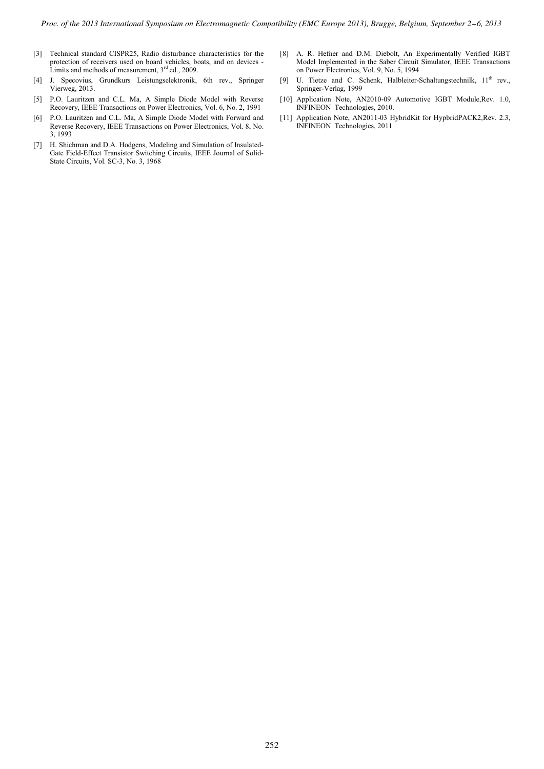[3] Technical standard CISPR25, Radio disturbance characteristics for the protection of receivers used on board vehicles, boats, and on devices - Limits and methods of measurement, 3rd ed., 2009.

[4] J. Specovius, Grundkurs Leistungselektronik, 6th rev., Springer Vierweg, 2013.

[5] P.O. Lauritzen and C.L. Ma, A Simple Diode Model with Reverse Recovery, IEEE Transactions on Power Electronics, Vol. 6, No. 2, 1991

[6] P.O. Lauritzen and C.L. Ma, A Simple Diode Model with Forward and Reverse Recovery, IEEE Transactions on Power Electronics, Vol. 8, No. 3, 1993

[7] H. Shichman and D.A. Hodgens, Modeling and Simulation of Insulated-Gate Field-Effect Transistor Switching Circuits, IEEE Journal of Solid-State Circuits, Vol. SC-3, No. 3, 1968

[8] A. R. Hefner and D.M. Diebolt, An Experimentally Verified IGBT Model Implemented in the Saber Circuit Simulator, IEEE Transactions on Power Electronics, Vol. 9, No. 5, 1994

[9] U. Tietze and C. Schenk, Halbleiter-Schaltungstechnilk, 11th rev., Springer-Verlag, 1999

[10] Application Note, AN2010-09 Automotive IGBT Module,Rev. 1.0, INFINEON Technologies, 2010.

[11] Application Note, AN2011-03 HybridKit for HypbridPACK2,Rev. 2.3, INFINEON Technologies, 2011